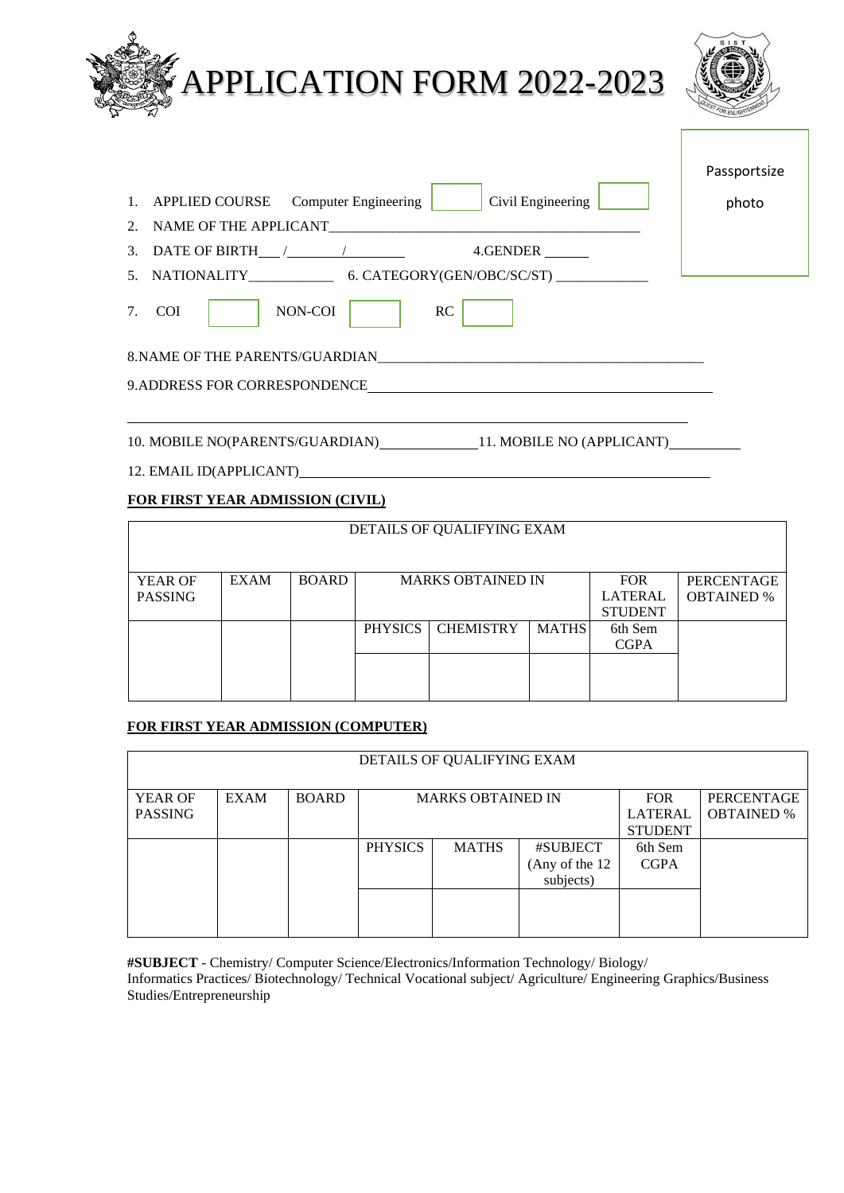# APPLICATION FORM 2022-2023

Passportsize photo

1. APPLIED COURSE Computer Engineering [ ] Civil Engineering [ ]
2. NAME OF THE APPLICANT_______________________________________________
3. DATE OF BIRTH___/________/________ 4.GENDER ______
5. NATIONALITY____________ 6. CATEGORY(GEN/OBC/SC/ST) _____________
7. COI [ ] NON-COI [ ] RC [ ]

8.NAME OF THE PARENTS/GUARDIAN_______________________________________________

9.ADDRESS FOR CORRESPONDENCE_________________________________________________

_______________________________________________________________________________

10. MOBILE NO(PARENTS/GUARDIAN)______________11. MOBILE NO (APPLICANT)__________

12. EMAIL ID(APPLICANT)_______________________________________________________

**FOR FIRST YEAR ADMISSION (CIVIL)**

| DETAILS OF QUALIFYING EXAM | | | | | | | |
|---|---|---|---|---|---|---|---|
| YEAR OF PASSING | EXAM | BOARD | MARKS OBTAINED IN | | | FOR LATERAL STUDENT | PERCENTAGE OBTAINED % |
| | | | PHYSICS | CHEMISTRY | MATHS | 6th Sem CGPA | |
| | | | | | | | |

**FOR FIRST YEAR ADMISSION (COMPUTER)**

| DETAILS OF QUALIFYING EXAM | | | | | | | |
|---|---|---|---|---|---|---|---|
| YEAR OF PASSING | EXAM | BOARD | MARKS OBTAINED IN | | | FOR LATERAL STUDENT | PERCENTAGE OBTAINED % |
| | | | PHYSICS | MATHS | #SUBJECT (Any of the 12 subjects) | 6th Sem CGPA | |
| | | | | | | | |

**#SUBJECT** - Chemistry/ Computer Science/Electronics/Information Technology/ Biology/ Informatics Practices/ Biotechnology/ Technical Vocational subject/ Agriculture/ Engineering Graphics/Business Studies/Entrepreneurship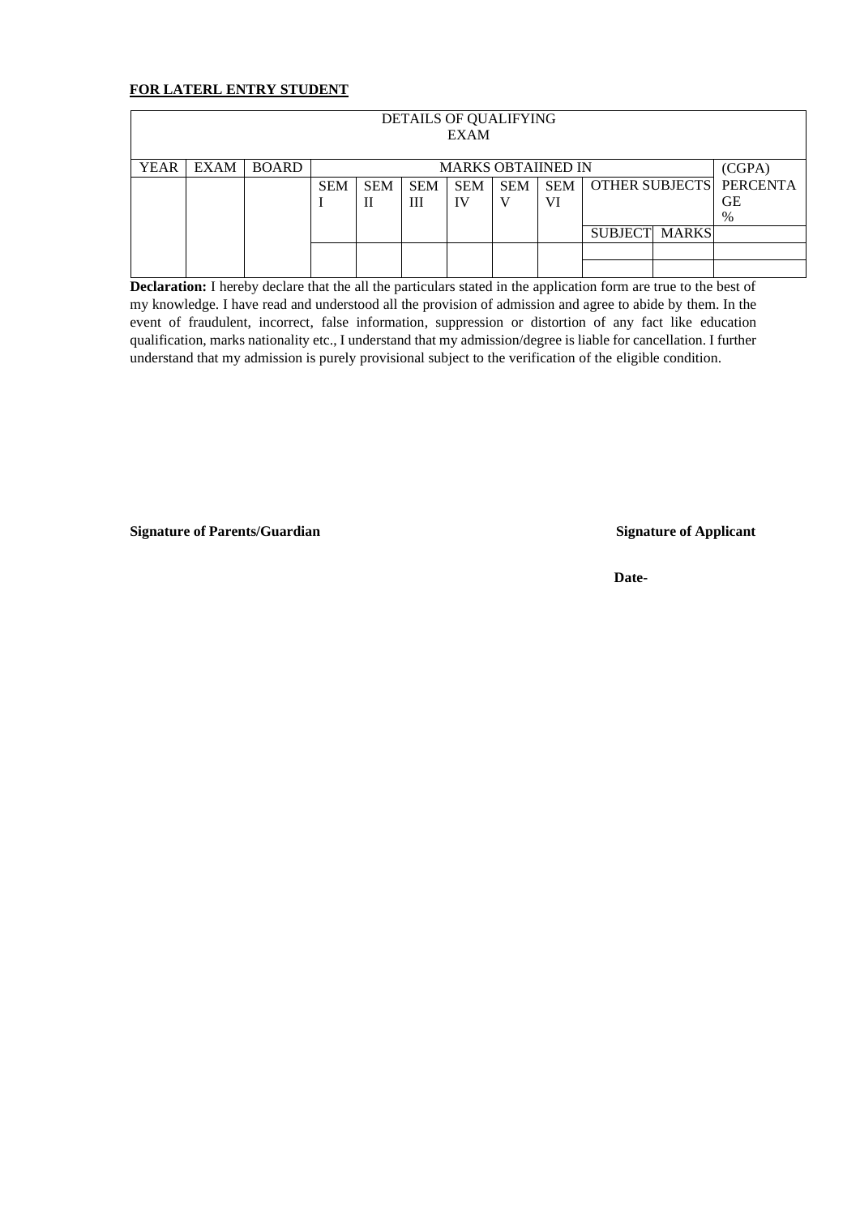**FOR LATERL ENTRY STUDENT**

| DETAILS OF QUALIFYING EXAM | | | | | | | | | | | |
|---|---|---|---|---|---|---|---|---|---|---|---|
| YEAR | EXAM | BOARD | MARKS OBTAIINED IN | | | | | | | | (CGPA) |
| | | | SEM I | SEM II | SEM III | SEM IV | SEM V | SEM VI | OTHER SUBJECTS | | PERCENTAGE % |
| | | | | | | | | | SUBJECT | MARKS | |
| | | | | | | | | | | | |
| | | | | | | | | | | | |

**Declaration:** I hereby declare that the all the particulars stated in the application form are true to the best of my knowledge. I have read and understood all the provision of admission and agree to abide by them. In the event of fraudulent, incorrect, false information, suppression or distortion of any fact like education qualification, marks nationality etc., I understand that my admission/degree is liable for cancellation. I further understand that my admission is purely provisional subject to the verification of the eligible condition.

**Signature of Parents/Guardian** **Signature of Applicant**

**Date-**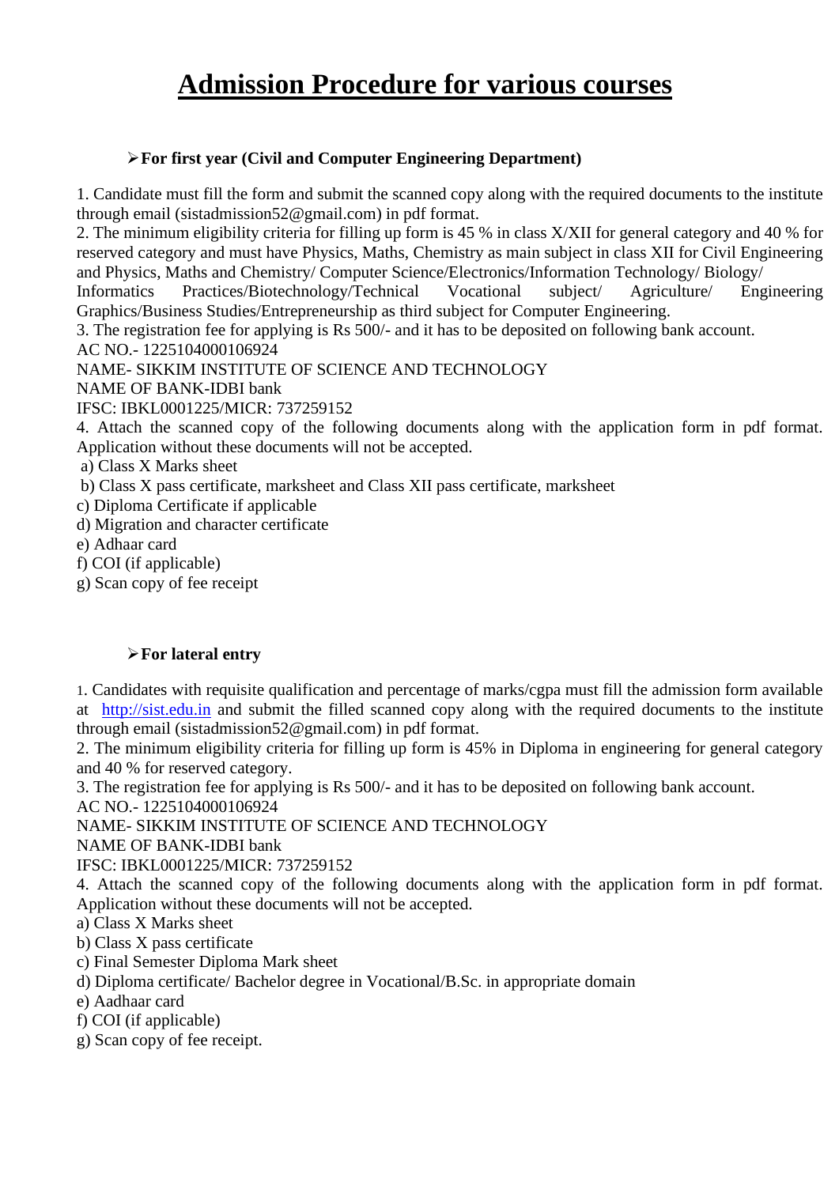# Admission Procedure for various courses

- **For first year (Civil and Computer Engineering Department)**

1. Candidate must fill the form and submit the scanned copy along with the required documents to the institute through email (sistadmission52@gmail.com) in pdf format.
2. The minimum eligibility criteria for filling up form is 45 % in class X/XII for general category and 40 % for reserved category and must have Physics, Maths, Chemistry as main subject in class XII for Civil Engineering and Physics, Maths and Chemistry/ Computer Science/Electronics/Information Technology/ Biology/ Informatics Practices/Biotechnology/Technical Vocational subject/ Agriculture/ Engineering Graphics/Business Studies/Entrepreneurship as third subject for Computer Engineering.
3. The registration fee for applying is Rs 500/- and it has to be deposited on following bank account.

AC NO.- 1225104000106924

NAME- SIKKIM INSTITUTE OF SCIENCE AND TECHNOLOGY

NAME OF BANK-IDBI bank

IFSC: IBKL0001225/MICR: 737259152

4. Attach the scanned copy of the following documents along with the application form in pdf format. Application without these documents will not be accepted.

a) Class X Marks sheet
b) Class X pass certificate, marksheet and Class XII pass certificate, marksheet
c) Diploma Certificate if applicable
d) Migration and character certificate
e) Adhaar card
f) COI (if applicable)
g) Scan copy of fee receipt

- **For lateral entry**

1. Candidates with requisite qualification and percentage of marks/cgpa must fill the admission form available at http://sist.edu.in and submit the filled scanned copy along with the required documents to the institute through email (sistadmission52@gmail.com) in pdf format.
2. The minimum eligibility criteria for filling up form is 45% in Diploma in engineering for general category and 40 % for reserved category.
3. The registration fee for applying is Rs 500/- and it has to be deposited on following bank account.

AC NO.- 1225104000106924

NAME- SIKKIM INSTITUTE OF SCIENCE AND TECHNOLOGY

NAME OF BANK-IDBI bank

IFSC: IBKL0001225/MICR: 737259152

4. Attach the scanned copy of the following documents along with the application form in pdf format. Application without these documents will not be accepted.

a) Class X Marks sheet
b) Class X pass certificate
c) Final Semester Diploma Mark sheet
d) Diploma certificate/ Bachelor degree in Vocational/B.Sc. in appropriate domain
e) Aadhaar card
f) COI (if applicable)
g) Scan copy of fee receipt.